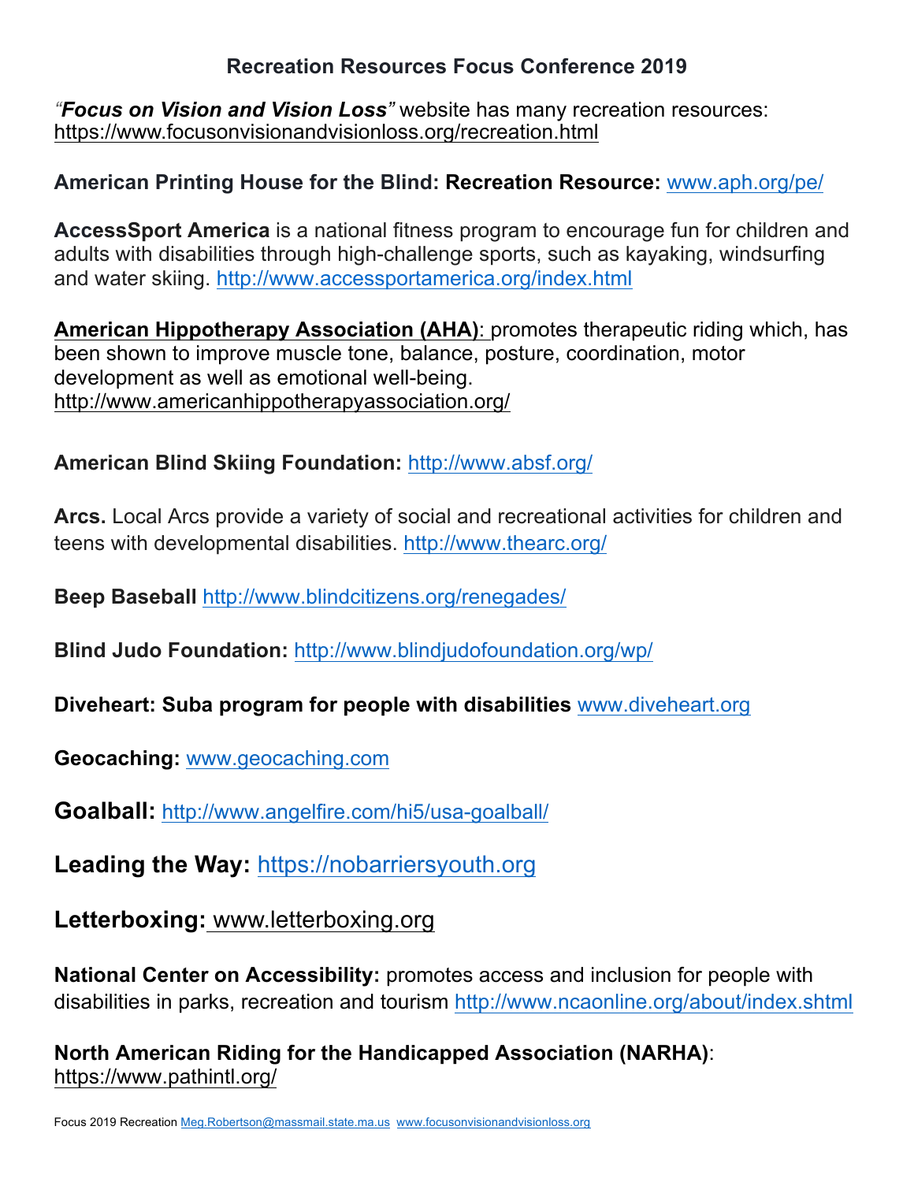# Recreation Resources Focus Conference 2019

"***Focus on Vision and Vision Loss***" website has many recreation resources: https://www.focusonvisionandvisionloss.org/recreation.html

**American Printing House for the Blind: Recreation Resource:** www.aph.org/pe/

**AccessSport America** is a national fitness program to encourage fun for children and adults with disabilities through high-challenge sports, such as kayaking, windsurfing and water skiing. http://www.accessportamerica.org/index.html

**American Hippotherapy Association (AHA)**: promotes therapeutic riding which, has been shown to improve muscle tone, balance, posture, coordination, motor development as well as emotional well-being. http://www.americanhippotherapyassociation.org/

**American Blind Skiing Foundation:** http://www.absf.org/

**Arcs.** Local Arcs provide a variety of social and recreational activities for children and teens with developmental disabilities. http://www.thearc.org/

**Beep Baseball** http://www.blindcitizens.org/renegades/

**Blind Judo Foundation:** http://www.blindjudofoundation.org/wp/

**Diveheart: Suba program for people with disabilities** www.diveheart.org

**Geocaching:** www.geocaching.com

**Goalball:** http://www.angelfire.com/hi5/usa-goalball/

**Leading the Way:** https://nobarriersyouth.org

**Letterboxing:** www.letterboxing.org

**National Center on Accessibility:** promotes access and inclusion for people with disabilities in parks, recreation and tourism http://www.ncaonline.org/about/index.shtml

**North American Riding for the Handicapped Association (NARHA)**: https://www.pathintl.org/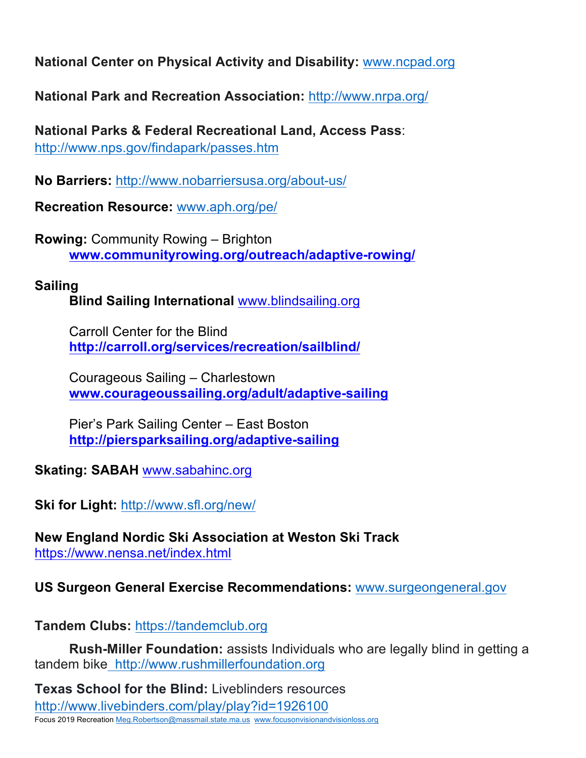**National Center on Physical Activity and Disability:** www.ncpad.org

**National Park and Recreation Association:** http://www.nrpa.org/

**National Parks & Federal Recreational Land, Access Pass**: http://www.nps.gov/findapark/passes.htm

**No Barriers:** http://www.nobarriersusa.org/about-us/

**Recreation Resource:** www.aph.org/pe/

**Rowing:** Community Rowing – Brighton
**www.communityrowing.org/outreach/adaptive-rowing/**

**Sailing**

**Blind Sailing International** www.blindsailing.org

Carroll Center for the Blind
**http://carroll.org/services/recreation/sailblind/**

Courageous Sailing – Charlestown
**www.courageoussailing.org/adult/adaptive-sailing**

Pier's Park Sailing Center – East Boston
**http://piersparksailing.org/adaptive-sailing**

**Skating: SABAH** www.sabahinc.org

**Ski for Light:** http://www.sfl.org/new/

**New England Nordic Ski Association at Weston Ski Track**
https://www.nensa.net/index.html

**US Surgeon General Exercise Recommendations:** www.surgeongeneral.gov

**Tandem Clubs:** https://tandemclub.org

**Rush-Miller Foundation:** assists Individuals who are legally blind in getting a tandem bike http://www.rushmillerfoundation.org

**Texas School for the Blind:** Liveblinders resources
http://www.livebinders.com/play/play?id=1926100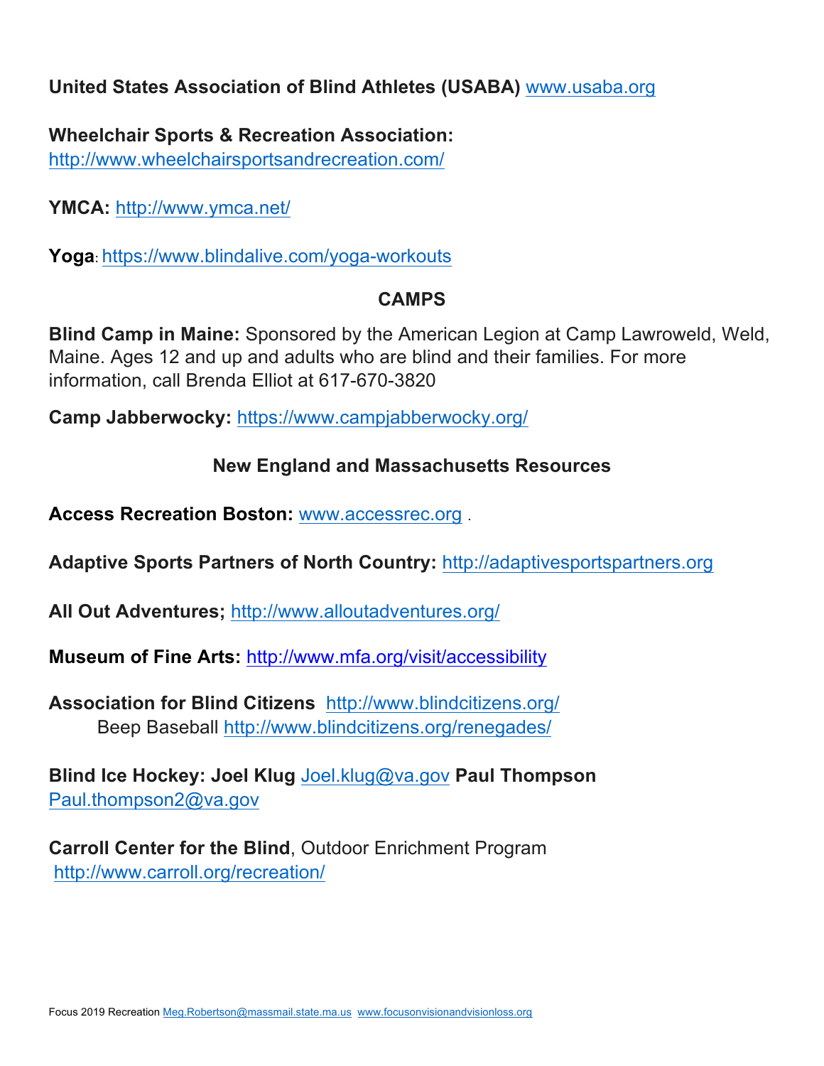**United States Association of Blind Athletes (USABA)** www.usaba.org

**Wheelchair Sports & Recreation Association:**
http://www.wheelchairsportsandrecreation.com/

**YMCA:** http://www.ymca.net/

**Yoga**: https://www.blindalive.com/yoga-workouts

## CAMPS

**Blind Camp in Maine:** Sponsored by the American Legion at Camp Lawroweld, Weld, Maine. Ages 12 and up and adults who are blind and their families. For more information, call Brenda Elliot at 617-670-3820

**Camp Jabberwocky:** https://www.campjabberwocky.org/

## New England and Massachusetts Resources

**Access Recreation Boston:** www.accessrec.org .

**Adaptive Sports Partners of North Country:** http://adaptivesportspartners.org

**All Out Adventures;** http://www.alloutadventures.org/

**Museum of Fine Arts:** http://www.mfa.org/visit/accessibility

**Association for Blind Citizens** http://www.blindcitizens.org/
Beep Baseball http://www.blindcitizens.org/renegades/

**Blind Ice Hockey: Joel Klug** Joel.klug@va.gov **Paul Thompson** Paul.thompson2@va.gov

**Carroll Center for the Blind**, Outdoor Enrichment Program
http://www.carroll.org/recreation/

Focus 2019 Recreation Meg.Robertson@massmail.state.ma.us www.focusonvisionandvisionloss.org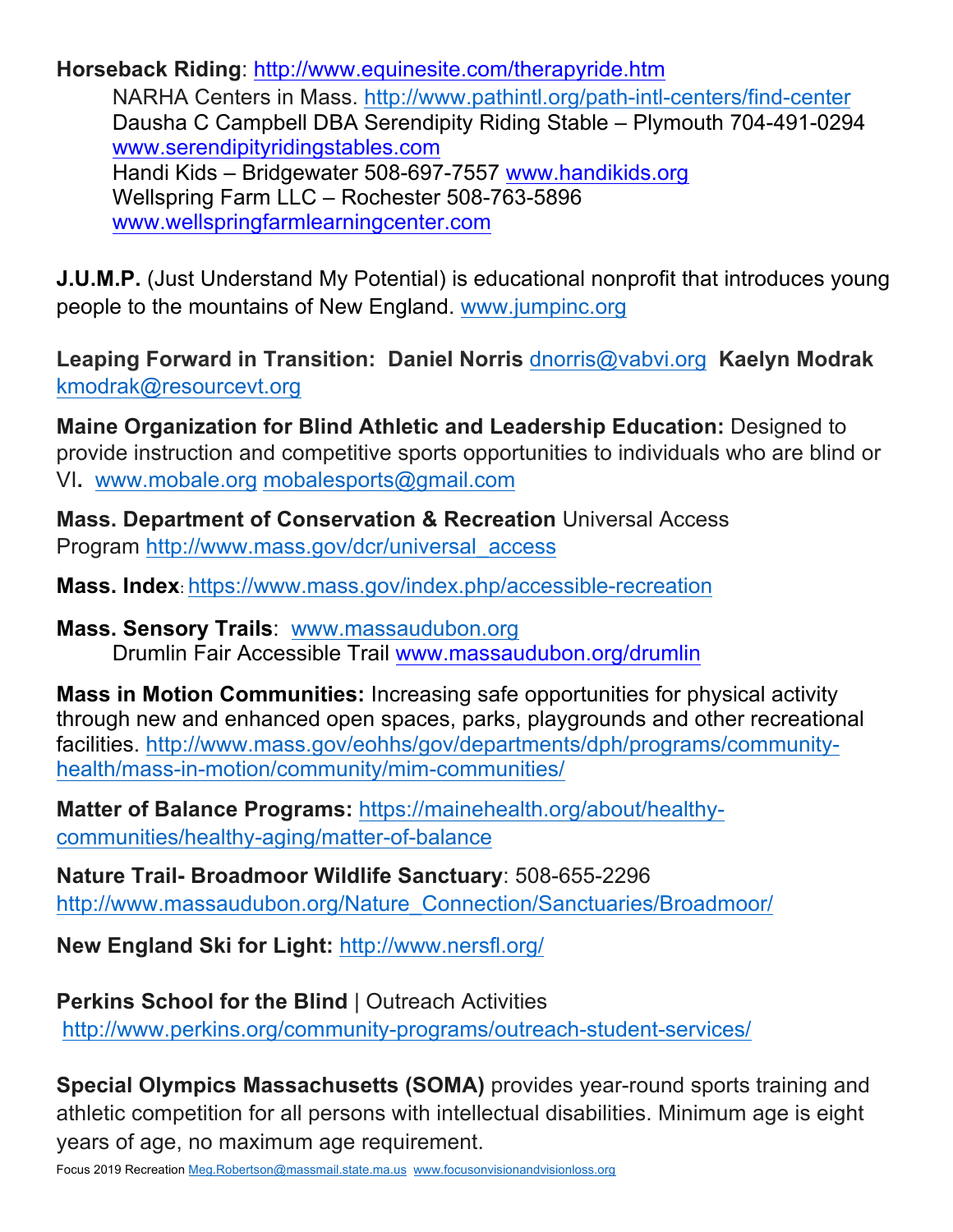**Horseback Riding**: http://www.equinesite.com/therapyride.htm

NARHA Centers in Mass. http://www.pathintl.org/path-intl-centers/find-center
Dausha C Campbell DBA Serendipity Riding Stable – Plymouth 704-491-0294 www.serendipityridingstables.com
Handi Kids – Bridgewater 508-697-7557 www.handikids.org
Wellspring Farm LLC – Rochester 508-763-5896 www.wellspringfarmlearningcenter.com

**J.U.M.P.** (Just Understand My Potential) is educational nonprofit that introduces young people to the mountains of New England. www.jumpinc.org

**Leaping Forward in Transition: Daniel Norris** dnorris@vabvi.org **Kaelyn Modrak** kmodrak@resourcevt.org

**Maine Organization for Blind Athletic and Leadership Education:** Designed to provide instruction and competitive sports opportunities to individuals who are blind or VI**.** www.mobale.org mobalesports@gmail.com

**Mass. Department of Conservation & Recreation** Universal Access Program http://www.mass.gov/dcr/universal_access

**Mass. Index**: https://www.mass.gov/index.php/accessible-recreation

**Mass. Sensory Trails**: www.massaudubon.org

Drumlin Fair Accessible Trail www.massaudubon.org/drumlin

**Mass in Motion Communities:** Increasing safe opportunities for physical activity through new and enhanced open spaces, parks, playgrounds and other recreational facilities. http://www.mass.gov/eohhs/gov/departments/dph/programs/community-health/mass-in-motion/community/mim-communities/

**Matter of Balance Programs:** https://mainehealth.org/about/healthy-communities/healthy-aging/matter-of-balance

**Nature Trail- Broadmoor Wildlife Sanctuary**: 508-655-2296 http://www.massaudubon.org/Nature_Connection/Sanctuaries/Broadmoor/

**New England Ski for Light:** http://www.nersfl.org/

**Perkins School for the Blind** | Outreach Activities
http://www.perkins.org/community-programs/outreach-student-services/

**Special Olympics Massachusetts (SOMA)** provides year-round sports training and athletic competition for all persons with intellectual disabilities. Minimum age is eight years of age, no maximum age requirement.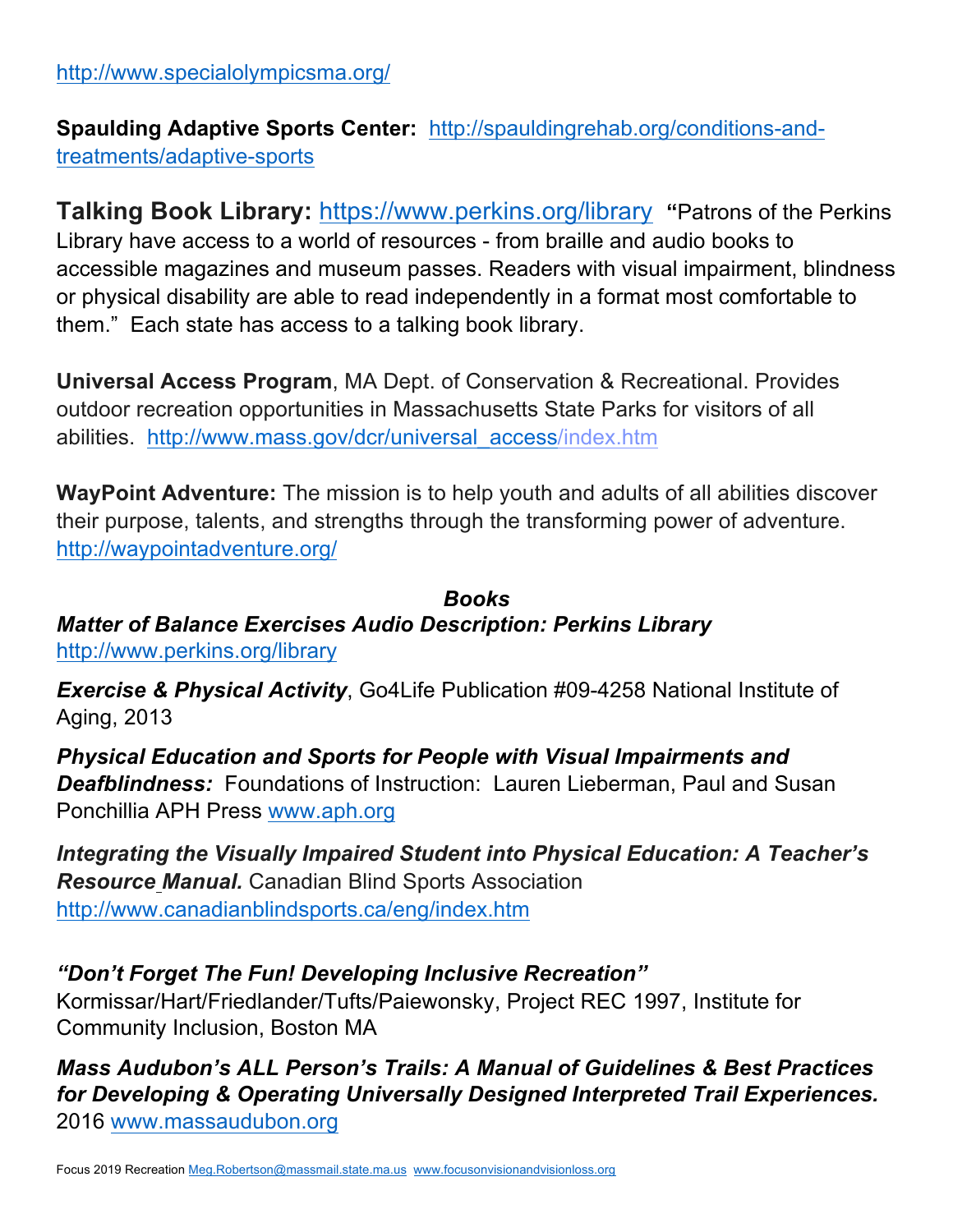http://www.specialolympicsma.org/

**Spaulding Adaptive Sports Center:** http://spauldingrehab.org/conditions-and-treatments/adaptive-sports

**Talking Book Library:** https://www.perkins.org/library **"**Patrons of the Perkins Library have access to a world of resources - from braille and audio books to accessible magazines and museum passes. Readers with visual impairment, blindness or physical disability are able to read independently in a format most comfortable to them." Each state has access to a talking book library.

**Universal Access Program**, MA Dept. of Conservation & Recreational. Provides outdoor recreation opportunities in Massachusetts State Parks for visitors of all abilities. http://www.mass.gov/dcr/universal_access/index.htm

**WayPoint Adventure:** The mission is to help youth and adults of all abilities discover their purpose, talents, and strengths through the transforming power of adventure. http://waypointadventure.org/

## *Books*

***Matter of Balance Exercises Audio Description: Perkins Library*** http://www.perkins.org/library

***Exercise & Physical Activity***, Go4Life Publication #09-4258 National Institute of Aging, 2013

***Physical Education and Sports for People with Visual Impairments and Deafblindness:*** Foundations of Instruction: Lauren Lieberman, Paul and Susan Ponchillia APH Press www.aph.org

***Integrating the Visually Impaired Student into Physical Education: A Teacher's Resource Manual.*** Canadian Blind Sports Association http://www.canadianblindsports.ca/eng/index.htm

***"Don't Forget The Fun! Developing Inclusive Recreation"*** Kormissar/Hart/Friedlander/Tufts/Paiewonsky, Project REC 1997, Institute for Community Inclusion, Boston MA

***Mass Audubon's ALL Person's Trails: A Manual of Guidelines & Best Practices for Developing & Operating Universally Designed Interpreted Trail Experiences.*** 2016 www.massaudubon.org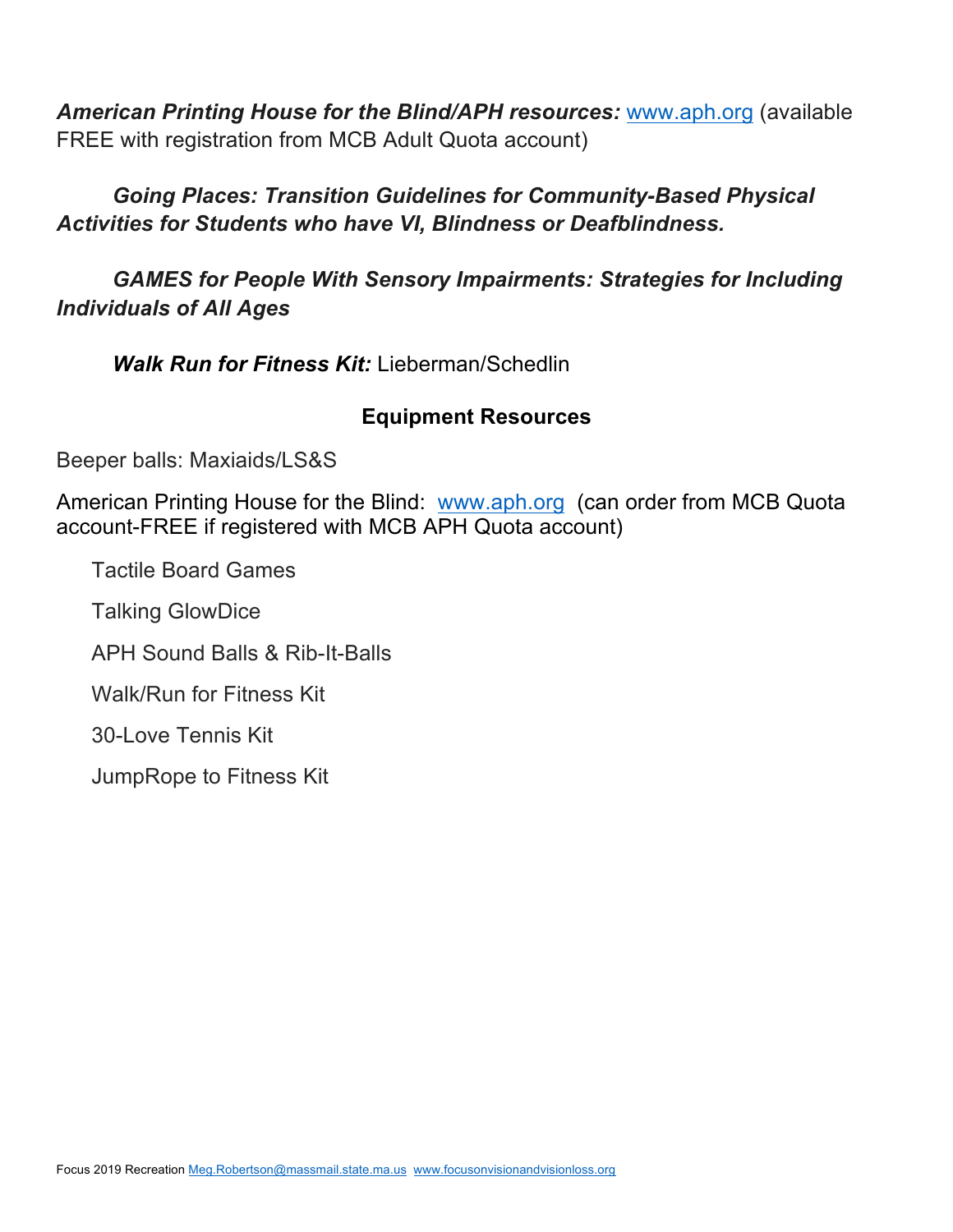***American Printing House for the Blind/APH resources:*** www.aph.org (available FREE with registration from MCB Adult Quota account)

***Going Places: Transition Guidelines for Community-Based Physical Activities for Students who have VI, Blindness or Deafblindness.***

***GAMES for People With Sensory Impairments: Strategies for Including Individuals of All Ages***

***Walk Run for Fitness Kit:*** Lieberman/Schedlin

## Equipment Resources

Beeper balls: Maxiaids/LS&S

American Printing House for the Blind: www.aph.org (can order from MCB Quota account-FREE if registered with MCB APH Quota account)

- Tactile Board Games
- Talking GlowDice
- APH Sound Balls & Rib-It-Balls
- Walk/Run for Fitness Kit
- 30-Love Tennis Kit
- JumpRope to Fitness Kit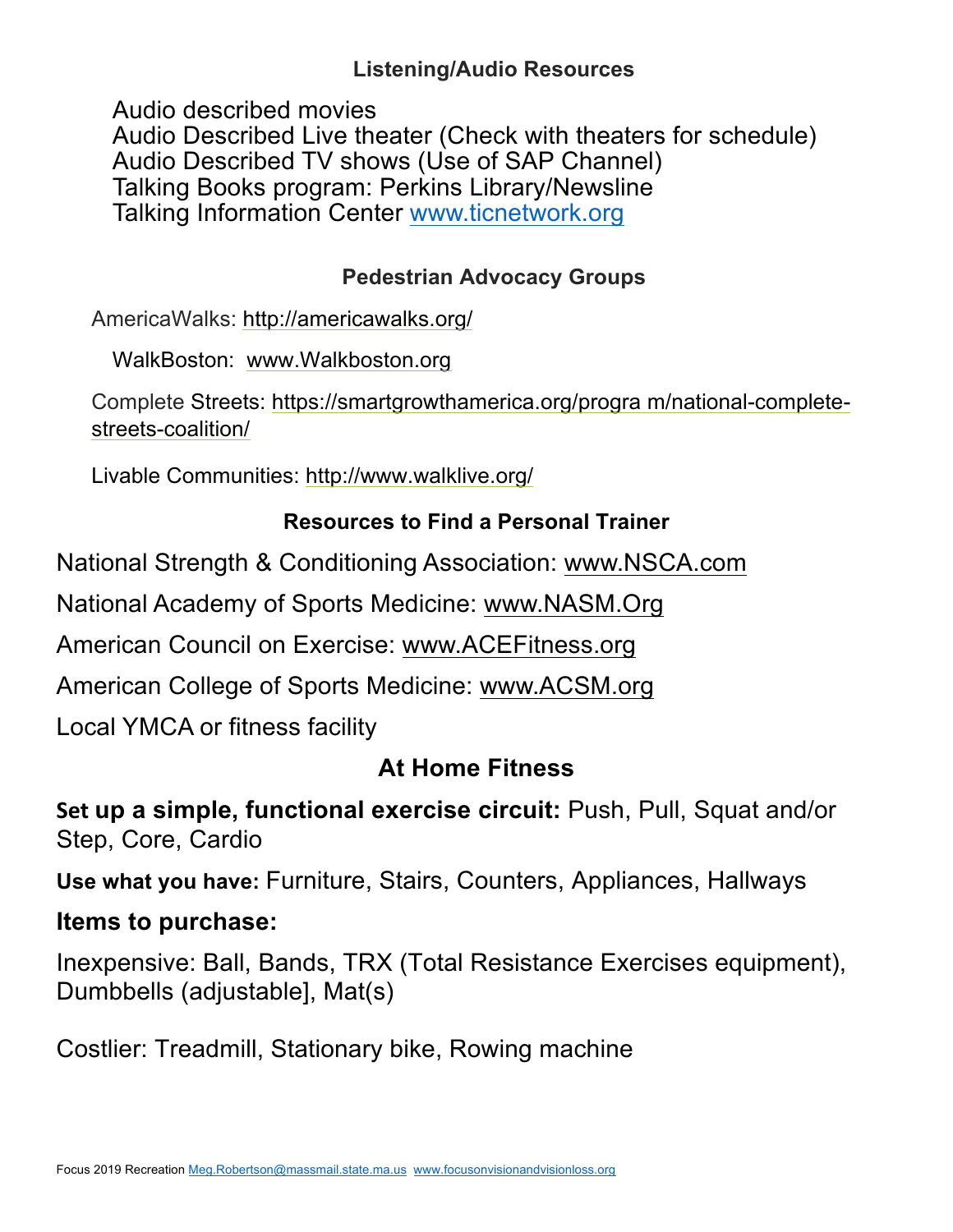### Listening/Audio Resources

- Audio described movies
- Audio Described Live theater (Check with theaters for schedule)
- Audio Described TV shows (Use of SAP Channel)
- Talking Books program: Perkins Library/Newsline
- Talking Information Center www.ticnetwork.org

### Pedestrian Advocacy Groups

AmericaWalks: http://americawalks.org/

WalkBoston: www.Walkboston.org

Complete Streets: https://smartgrowthamerica.org/progra m/national-complete-streets-coalition/

Livable Communities: http://www.walklive.org/

### Resources to Find a Personal Trainer

National Strength & Conditioning Association: www.NSCA.com

National Academy of Sports Medicine: www.NASM.Org

American Council on Exercise: www.ACEFitness.org

American College of Sports Medicine: www.ACSM.org

Local YMCA or fitness facility

## At Home Fitness

**Set up a simple, functional exercise circuit:** Push, Pull, Squat and/or Step, Core, Cardio

**Use what you have:** Furniture, Stairs, Counters, Appliances, Hallways

### Items to purchase:

Inexpensive: Ball, Bands, TRX (Total Resistance Exercises equipment), Dumbbells (adjustable], Mat(s)

Costlier: Treadmill, Stationary bike, Rowing machine

Focus 2019 Recreation Meg.Robertson@massmail.state.ma.us www.focusonvisionandvisionloss.org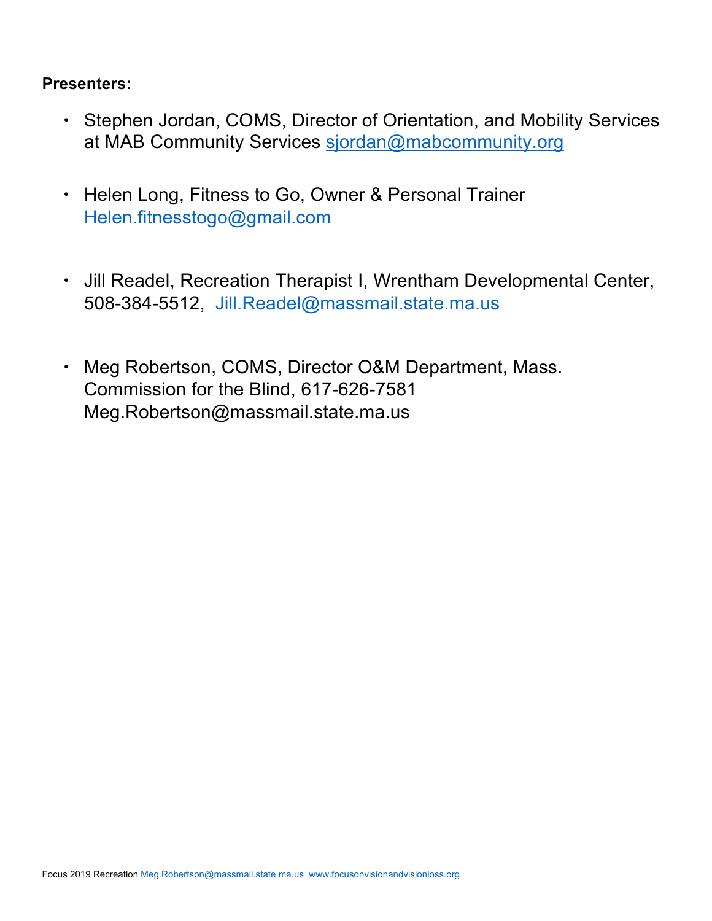**Presenters:**

- Stephen Jordan, COMS, Director of Orientation, and Mobility Services at MAB Community Services sjordan@mabcommunity.org

- Helen Long, Fitness to Go, Owner & Personal Trainer Helen.fitnesstogo@gmail.com

- Jill Readel, Recreation Therapist I, Wrentham Developmental Center, 508-384-5512, Jill.Readel@massmail.state.ma.us

- Meg Robertson, COMS, Director O&M Department, Mass. Commission for the Blind, 617-626-7581 Meg.Robertson@massmail.state.ma.us